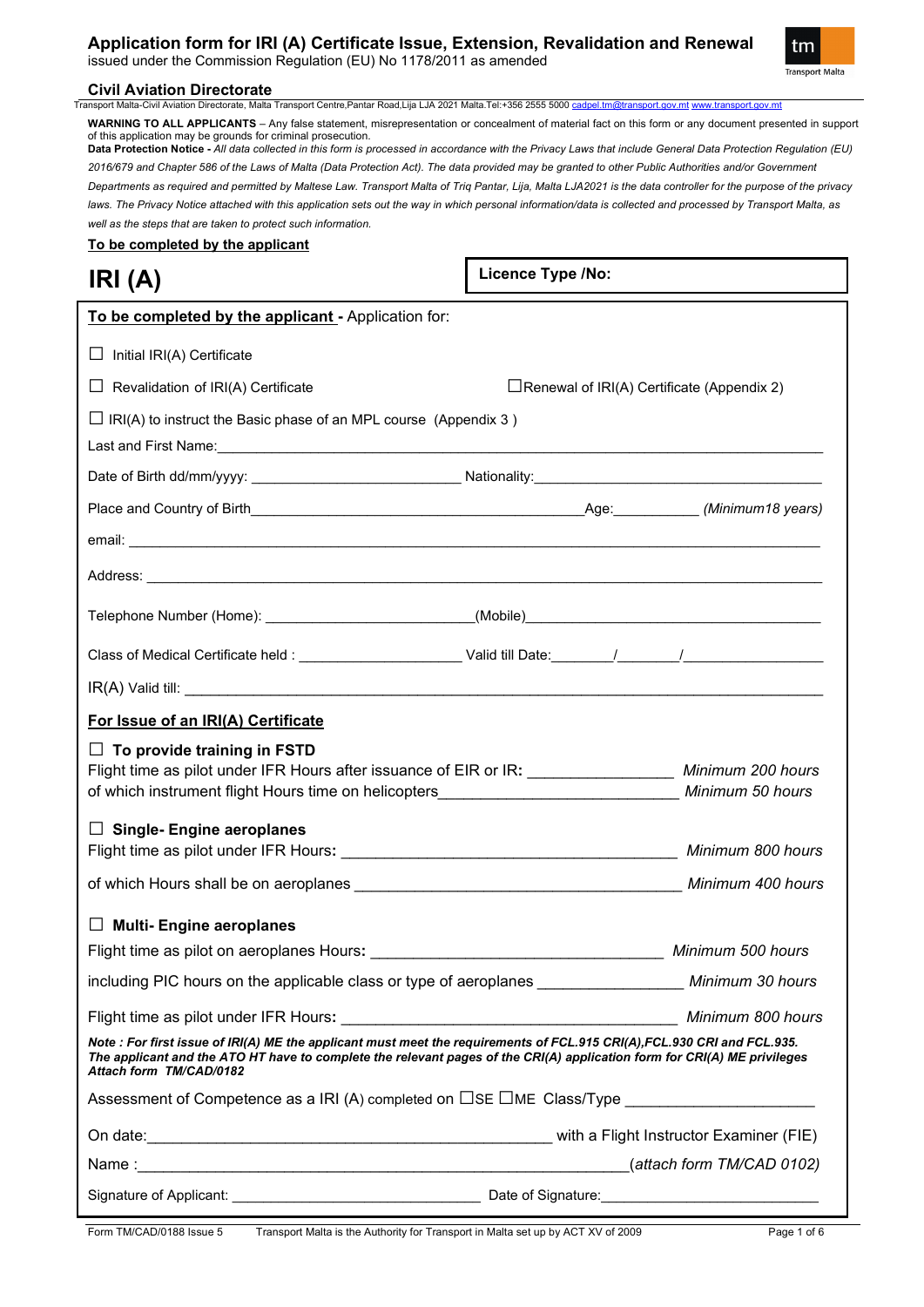# Application form for IRI (A) Certificate Issue, Extension, Revalidation and Renewal

issued under the Commission Regulation (EU) No 1178/2011 as amended

## Civil Aviation Directorate

Transport Malta-Civil Aviation Directorate, Malta Transport Centre,Pantar Road,Lija LJA 2021 Malta.Tel:+356 2555 5000 cadpel.tm@transport.gov.mt www.transport.gov.mt

**WARNING TO ALL APPLICANTS** – Any false statement, misrepresentation or concealment of material fact on this form or any document presented in support of this application may be grounds for criminal prosecution.

**Data Protection Notice -** *All data collected in this form is processed in accordance with the Privacy Laws that include General Data Protection Regulation (EU) 2016/679 and Chapter 586 of the Laws of Malta (Data Protection Act). The data provided may be granted to other Public Authorities and/or Government Departments as required and permitted by Maltese Law. Transport Malta of Triq Pantar, Lija, Malta LJA2021 is the data controller for the purpose of the privacy laws. The Privacy Notice attached with this application sets out the way in which personal information/data is collected and processed by Transport Malta, as well as the steps that are taken to protect such information.*

**To be completed by the applicant**

# IRI (A)

**Licence Type /No:**

**To be completed by the applicant** - Application for:

☐ Initial IRI(A) Certificate

☐ Revalidation of IRI(A) Certificate ☐Renewal of IRI(A) Certificate (Appendix 2)

☐ IRI(A) to instruct the Basic phase of an MPL course (Appendix 3 )

Last and First Name:\_\_\_\_\_\_\_\_\_\_\_\_\_\_\_\_\_\_\_\_\_\_\_\_\_\_\_\_\_\_\_\_\_\_\_\_\_\_\_\_

Date of Birth dd/mm/yyyy: \_\_\_\_\_\_\_\_\_\_\_\_\_\_\_\_\_\_ Nationality:\_\_\_\_\_\_\_\_\_\_\_\_\_\_\_\_\_\_\_\_\_\_\_\_

Place and Country of Birth\_\_\_\_\_\_\_\_\_\_\_\_\_\_\_\_\_\_\_\_\_\_\_\_\_\_\_\_Age:\_\_\_\_\_\_\_\_ *(Minimum18 years)*

email: \_\_\_\_\_\_\_\_\_\_\_\_\_\_\_\_\_\_\_\_\_\_\_\_\_\_\_\_\_\_\_\_\_\_\_\_\_\_\_\_\_\_\_\_\_\_\_\_\_\_\_\_\_\_

Address: \_\_\_\_\_\_\_\_\_\_\_\_\_\_\_\_\_\_\_\_\_\_\_\_\_\_\_\_\_\_\_\_\_\_\_\_\_\_\_\_\_\_\_\_\_\_\_\_\_\_\_\_\_\_

Telephone Number (Home): \_\_\_\_\_\_\_\_\_\_\_\_\_\_\_\_\_\_(Mobile)\_\_\_\_\_\_\_\_\_\_\_\_\_\_\_\_\_\_\_\_\_\_\_\_\_\_

Class of Medical Certificate held : \_\_\_\_\_\_\_\_\_\_\_\_\_\_ Valid till Date:\_\_\_\_\_\_/\_\_\_\_\_\_/\_\_\_\_\_\_\_\_\_\_\_\_

IR(A) Valid till: \_\_\_\_\_\_\_\_\_\_\_\_\_\_\_\_\_\_\_\_\_\_\_\_\_\_\_\_\_\_\_\_\_\_\_\_\_\_\_\_\_\_\_\_\_\_\_\_\_\_\_\_

**For Issue of an IRI(A) Certificate**

☐ **To provide training in FSTD**

Flight time as pilot under IFR Hours after issuance of EIR or IR**:** \_\_\_\_\_\_\_\_\_\_\_\_ *Minimum 200 hours*

of which instrument flight Hours time on helicopters\_\_\_\_\_\_\_\_\_\_\_\_\_\_\_\_\_\_\_\_ *Minimum 50 hours*

☐ **Single- Engine aeroplanes**

Flight time as pilot under IFR Hours**:** \_\_\_\_\_\_\_\_\_\_\_\_\_\_\_\_\_\_\_\_\_\_\_\_\_\_\_\_ *Minimum 800 hours*

of which Hours shall be on aeroplanes \_\_\_\_\_\_\_\_\_\_\_\_\_\_\_\_\_\_\_\_\_\_\_\_\_\_\_\_ *Minimum 400 hours*

☐ **Multi- Engine aeroplanes**

Flight time as pilot on aeroplanes Hours**:** \_\_\_\_\_\_\_\_\_\_\_\_\_\_\_\_\_\_\_\_\_\_\_\_\_ *Minimum 500 hours*

including PIC hours on the applicable class or type of aeroplanes \_\_\_\_\_\_\_\_\_\_\_\_ *Minimum 30 hours*

Flight time as pilot under IFR Hours**:** \_\_\_\_\_\_\_\_\_\_\_\_\_\_\_\_\_\_\_\_\_\_\_\_\_\_\_\_ *Minimum 800 hours*

***Note : For first issue of IRI(A) ME the applicant must meet the requirements of FCL.915 CRI(A),FCL.930 CRI and FCL.935. The applicant and the ATO HT have to complete the relevant pages of the CRI(A) application form for CRI(A) ME privileges Attach form TM/CAD/0182***

Assessment of Competence as a IRI (A) completed on ☐SE ☐ME Class/Type \_\_\_\_\_\_\_\_\_\_\_\_\_\_\_\_

On date:\_\_\_\_\_\_\_\_\_\_\_\_\_\_\_\_\_\_\_\_\_\_\_\_\_\_\_\_\_\_\_\_\_\_ with a Flight Instructor Examiner (FIE)

Name :\_\_\_\_\_\_\_\_\_\_\_\_\_\_\_\_\_\_\_\_\_\_\_\_\_\_\_\_\_\_\_\_\_\_\_\_\_\_\_\_\_\_*(attach form TM/CAD 0102)*

Signature of Applicant: \_\_\_\_\_\_\_\_\_\_\_\_\_\_\_\_\_\_\_\_\_\_ Date of Signature:\_\_\_\_\_\_\_\_\_\_\_\_\_\_\_\_\_\_\_\_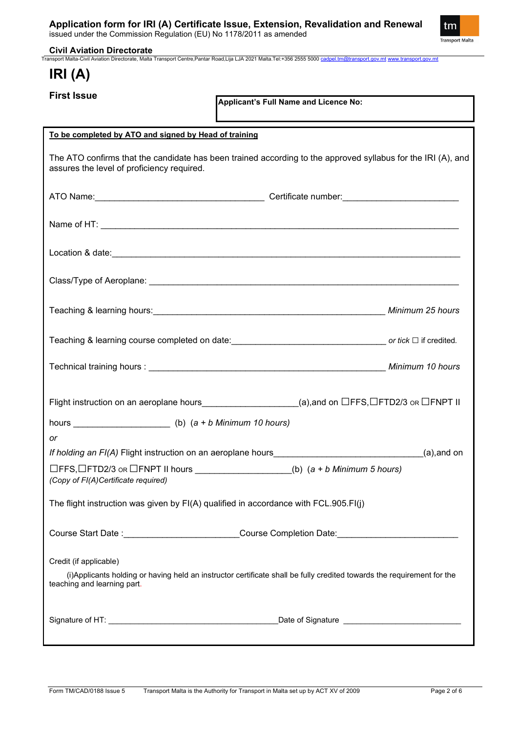# IRI (A)

## First Issue

**Applicant's Full Name and Licence No:**

**To be completed by ATO and signed by Head of training**

The ATO confirms that the candidate has been trained according to the approved syllabus for the IRI (A), and assures the level of proficiency required.

ATO Name:__________________________________ Certificate number:_______________________

Name of HT: ___________________________________________________________________________

Location & date:________________________________________________________________________

Class/Type of Aeroplane: _________________________________________________________________

Teaching & learning hours:_______________________________________________ *Minimum 25 hours*

Teaching & learning course completed on date:______________________________ *or tick* ☐ if credited.

Technical training hours : _______________________________________________ *Minimum 10 hours*

Flight instruction on an aeroplane hours__________________(a),and on ☐FFS,☐FTD2/3 OR ☐FNPT II hours __________________ (b) *(a + b Minimum 10 hours)*

*or*

*If holding an FI(A)* Flight instruction on an aeroplane hours____________________________(a),and on ☐FFS,☐FTD2/3 OR ☐FNPT II hours __________________(b) *(a + b Minimum 5 hours)*
*(Copy of FI(A)Certificate required)*

The flight instruction was given by FI(A) qualified in accordance with FCL.905.FI(j)

Course Start Date :______________________Course Completion Date:________________________

Credit (if applicable)

(i)Applicants holding or having held an instructor certificate shall be fully credited towards the requirement for the teaching and learning part.

Signature of HT: _____________________________________Date of Signature _________________________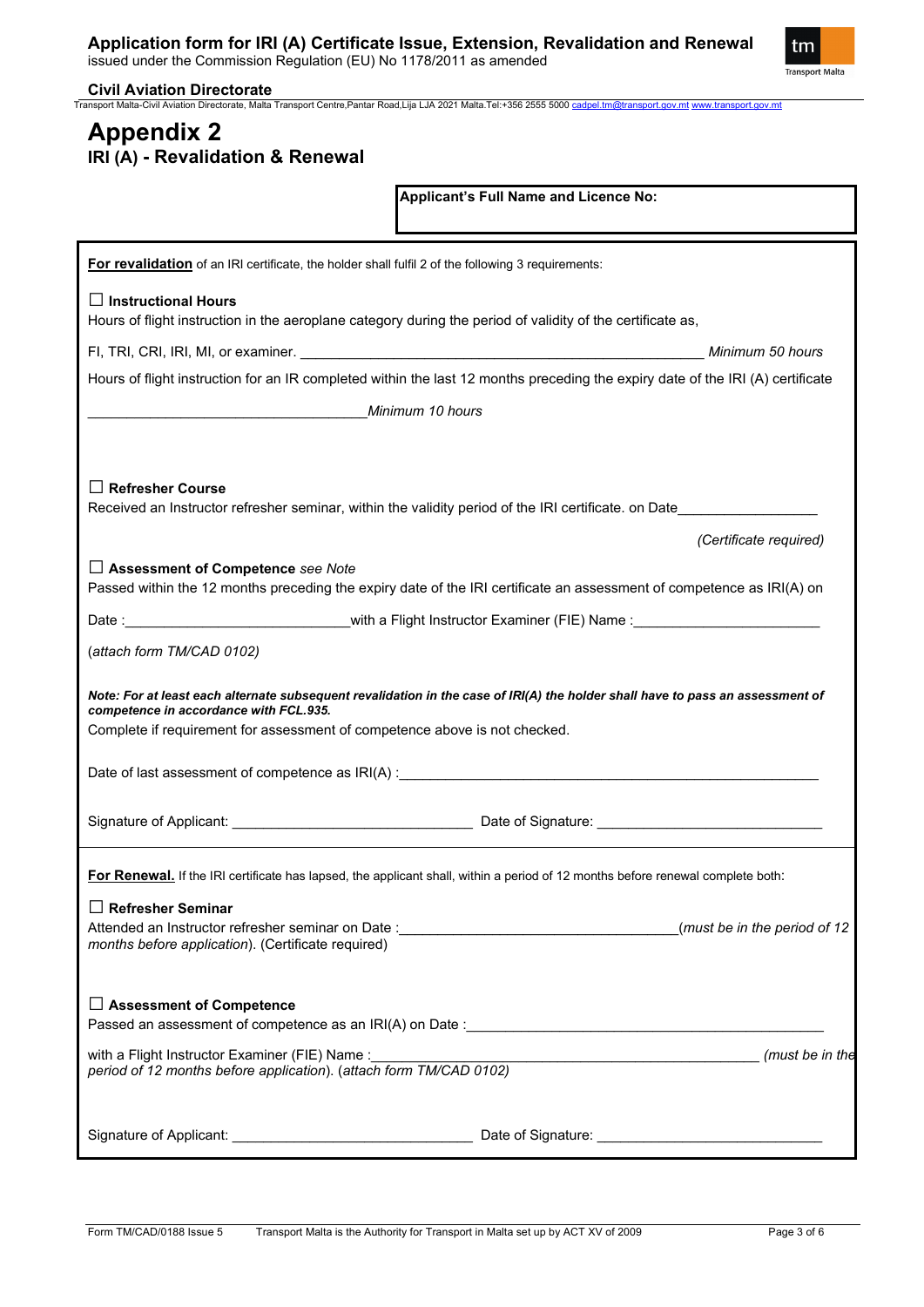**Application form for IRI (A) Certificate Issue, Extension, Revalidation and Renewal**
issued under the Commission Regulation (EU) No 1178/2011 as amended

**Civil Aviation Directorate**
Transport Malta-Civil Aviation Directorate, Malta Transport Centre,Pantar Road,Lija LJA 2021 Malta.Tel:+356 2555 5000 cadpel.tm@transport.gov.mt www.transport.gov.mt

# Appendix 2
## IRI (A) - Revalidation & Renewal

**Applicant's Full Name and Licence No:**

**For revalidation** of an IRI certificate, the holder shall fulfil 2 of the following 3 requirements:

☐ **Instructional Hours**
Hours of flight instruction in the aeroplane category during the period of validity of the certificate as,

FI, TRI, CRI, IRI, MI, or examiner. ____________________ *Minimum 50 hours*

Hours of flight instruction for an IR completed within the last 12 months preceding the expiry date of the IRI (A) certificate

____________________ *Minimum 10 hours*

☐ **Refresher Course**
Received an Instructor refresher seminar, within the validity period of the IRI certificate. on Date____________________

*(Certificate required)*

☐ **Assessment of Competence** *see Note*
Passed within the 12 months preceding the expiry date of the IRI certificate an assessment of competence as IRI(A) on

Date :____________________with a Flight Instructor Examiner (FIE) Name :____________________

(*attach form TM/CAD 0102*)

***Note: For at least each alternate subsequent revalidation in the case of IRI(A) the holder shall have to pass an assessment of competence in accordance with FCL.935.***
Complete if requirement for assessment of competence above is not checked.

Date of last assessment of competence as IRI(A) :____________________

Signature of Applicant: ____________________ Date of Signature: ____________________

**For Renewal.** If the IRI certificate has lapsed, the applicant shall, within a period of 12 months before renewal complete both:

☐ **Refresher Seminar**
Attended an Instructor refresher seminar on Date :____________________(*must be in the period of 12 months before application*). (Certificate required)

☐ **Assessment of Competence**
Passed an assessment of competence as an IRI(A) on Date :____________________

with a Flight Instructor Examiner (FIE) Name :____________________ *(must be in the period of 12 months before application*). (*attach form TM/CAD 0102*)

Signature of Applicant: ____________________ Date of Signature: ____________________

Form TM/CAD/0188 Issue 5 Transport Malta is the Authority for Transport in Malta set up by ACT XV of 2009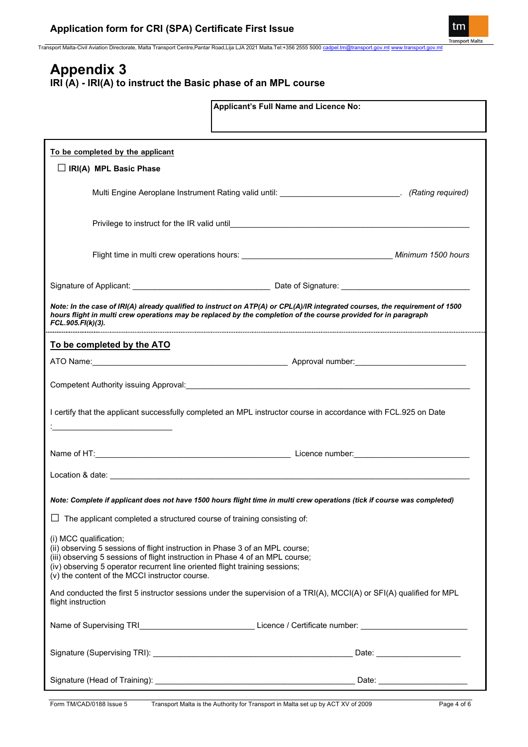# Appendix 3

## IRI (A) - IRI(A) to instruct the Basic phase of an MPL course

**Applicant's Full Name and Licence No:**

**To be completed by the applicant**

☐ **IRI(A) MPL Basic Phase**

Multi Engine Aeroplane Instrument Rating valid until: ___________________________. *(Rating required)*

Privilege to instruct for the IR valid until_______________________________________________________

Flight time in multi crew operations hours: __________________________________ *Minimum 1500 hours*

Signature of Applicant: ______________________________ Date of Signature: ____________________________

***Note: In the case of IRI(A) already qualified to instruct on ATP(A) or CPL(A)/IR integrated courses, the requirement of 1500 hours flight in multi crew operations may be replaced by the completion of the course provided for in paragraph FCL.905.FI(k)(3).***

**To be completed by the ATO**

ATO Name:____________________________________________ Approval number:________________________

Competent Authority issuing Approval:_________________________________________________________________

I certify that the applicant successfully completed an MPL instructor course in accordance with FCL.925 on Date :___________________________

Name of HT:____________________________________________ Licence number:_________________________

Location & date: ___________________________________________________________________________________

***Note: Complete if applicant does not have 1500 hours flight time in multi crew operations (tick if course was completed)***

☐ The applicant completed a structured course of training consisting of:

(i) MCC qualification;
(ii) observing 5 sessions of flight instruction in Phase 3 of an MPL course;
(iii) observing 5 sessions of flight instruction in Phase 4 of an MPL course;
(iv) observing 5 operator recurrent line oriented flight training sessions;
(v) the content of the MCCI instructor course.

And conducted the first 5 instructor sessions under the supervision of a TRI(A), MCCI(A) or SFI(A) qualified for MPL flight instruction

Name of Supervising TRI_________________________ Licence / Certificate number: _______________________

Signature (Supervising TRI): ____________________________________________ Date: ___________________

Signature (Head of Training): ____________________________________________ Date: ____________________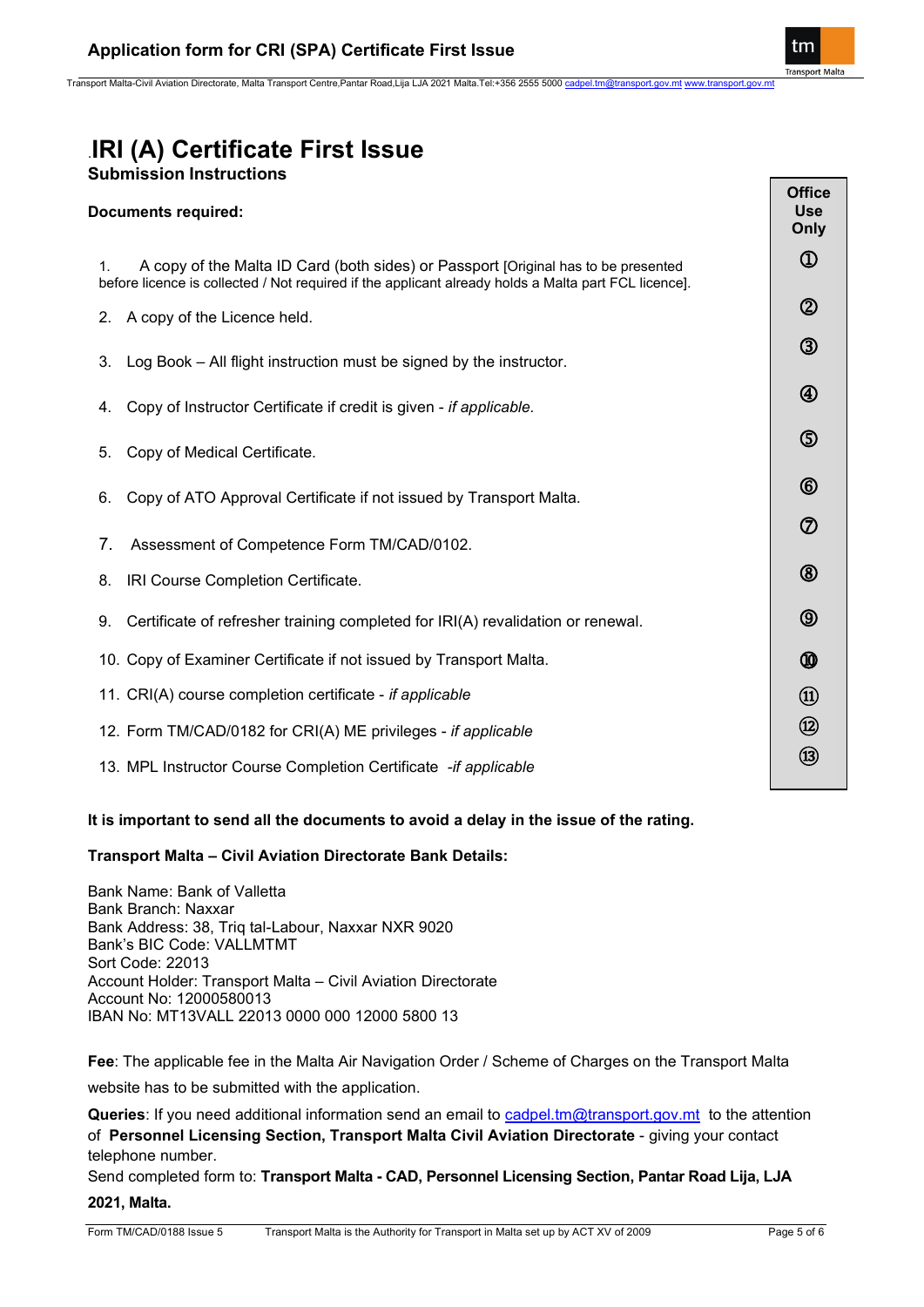# .IRI (A) Certificate First Issue

## Submission Instructions

| Documents required: | Office Use Only |
|---|---|
| 1. A copy of the Malta ID Card (both sides) or Passport [Original has to be presented before licence is collected / Not required if the applicant already holds a Malta part FCL licence]. | ① |
| 2. A copy of the Licence held. | ② |
| 3. Log Book – All flight instruction must be signed by the instructor. | ③ |
| 4. Copy of Instructor Certificate if credit is given - *if applicable.* | ④ |
| 5. Copy of Medical Certificate. | ⑤ |
| 6. Copy of ATO Approval Certificate if not issued by Transport Malta. | ⑥ |
| 7. Assessment of Competence Form TM/CAD/0102. | ⑦ |
| 8. IRI Course Completion Certificate. | ⑧ |
| 9. Certificate of refresher training completed for IRI(A) revalidation or renewal. | ⑨ |
| 10. Copy of Examiner Certificate if not issued by Transport Malta. | ⑩ |
| 11. CRI(A) course completion certificate - *if applicable* | ⑪ |
| 12. Form TM/CAD/0182 for CRI(A) ME privileges - *if applicable* | ⑫ |
| 13. MPL Instructor Course Completion Certificate -*if applicable* | ⑬ |

**It is important to send all the documents to avoid a delay in the issue of the rating.**

**Transport Malta – Civil Aviation Directorate Bank Details:**

Bank Name: Bank of Valletta
Bank Branch: Naxxar
Bank Address: 38, Triq tal-Labour, Naxxar NXR 9020
Bank's BIC Code: VALLMTMT
Sort Code: 22013
Account Holder: Transport Malta – Civil Aviation Directorate
Account No: 12000580013
IBAN No: MT13VALL 22013 0000 000 12000 5800 13

**Fee**: The applicable fee in the Malta Air Navigation Order / Scheme of Charges on the Transport Malta website has to be submitted with the application.

**Queries**: If you need additional information send an email to cadpel.tm@transport.gov.mt to the attention of **Personnel Licensing Section, Transport Malta Civil Aviation Directorate** - giving your contact telephone number.

Send completed form to: **Transport Malta - CAD, Personnel Licensing Section, Pantar Road Lija, LJA 2021, Malta.**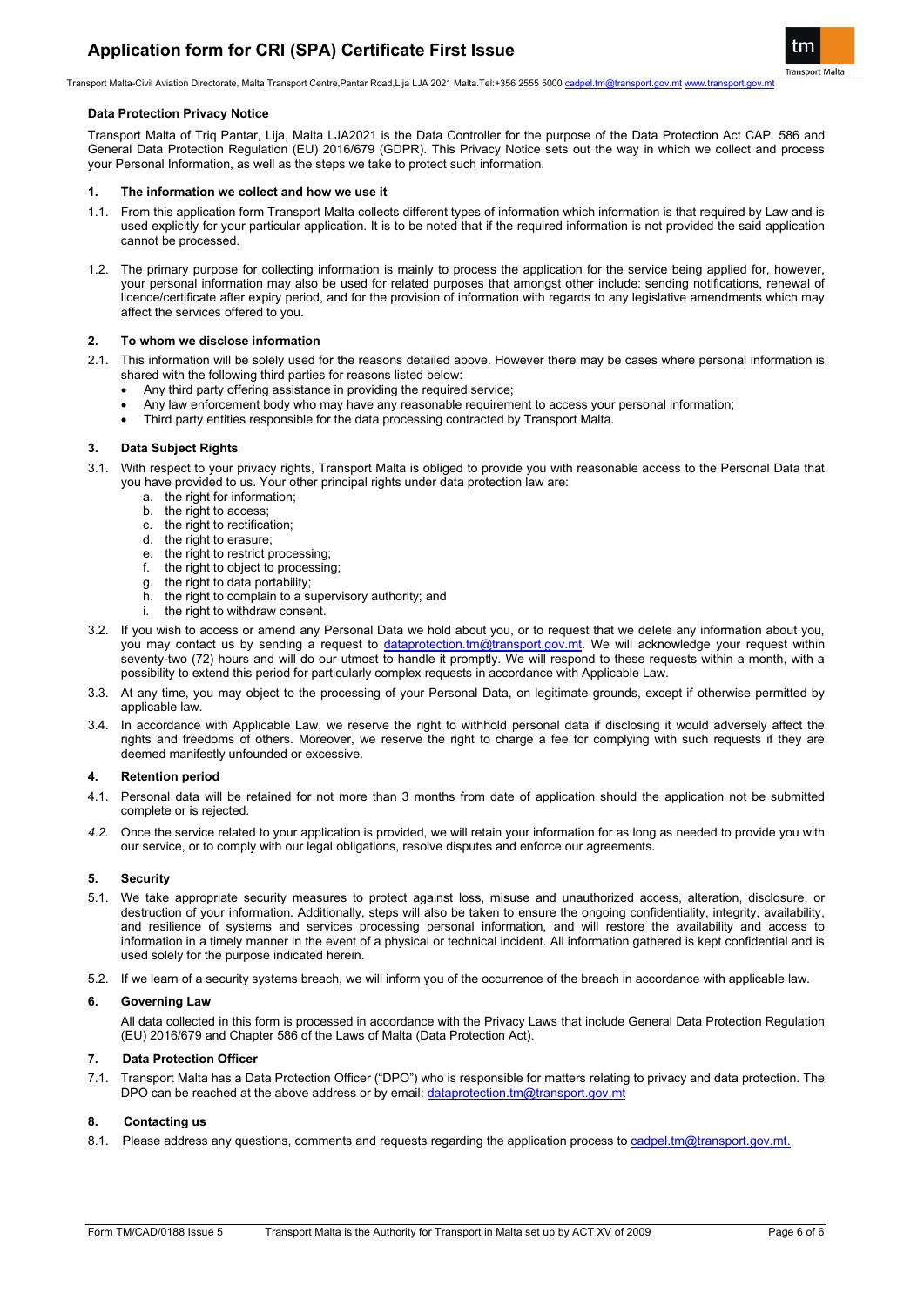### Data Protection Privacy Notice

Transport Malta of Triq Pantar, Lija, Malta LJA2021 is the Data Controller for the purpose of the Data Protection Act CAP. 586 and General Data Protection Regulation (EU) 2016/679 (GDPR). This Privacy Notice sets out the way in which we collect and process your Personal Information, as well as the steps we take to protect such information.

#### 1. The information we collect and how we use it

1.1. From this application form Transport Malta collects different types of information which information is that required by Law and is used explicitly for your particular application. It is to be noted that if the required information is not provided the said application cannot be processed.

1.2. The primary purpose for collecting information is mainly to process the application for the service being applied for, however, your personal information may also be used for related purposes that amongst other include: sending notifications, renewal of licence/certificate after expiry period, and for the provision of information with regards to any legislative amendments which may affect the services offered to you.

#### 2. To whom we disclose information

2.1. This information will be solely used for the reasons detailed above. However there may be cases where personal information is shared with the following third parties for reasons listed below:
- Any third party offering assistance in providing the required service;
- Any law enforcement body who may have any reasonable requirement to access your personal information;
- Third party entities responsible for the data processing contracted by Transport Malta.

#### 3. Data Subject Rights

3.1. With respect to your privacy rights, Transport Malta is obliged to provide you with reasonable access to the Personal Data that you have provided to us. Your other principal rights under data protection law are:
   a. the right for information;
   b. the right to access;
   c. the right to rectification;
   d. the right to erasure;
   e. the right to restrict processing;
   f. the right to object to processing;
   g. the right to data portability;
   h. the right to complain to a supervisory authority; and
   i. the right to withdraw consent.

3.2. If you wish to access or amend any Personal Data we hold about you, or to request that we delete any information about you, you may contact us by sending a request to dataprotection.tm@transport.gov.mt. We will acknowledge your request within seventy-two (72) hours and will do our utmost to handle it promptly. We will respond to these requests within a month, with a possibility to extend this period for particularly complex requests in accordance with Applicable Law.

3.3. At any time, you may object to the processing of your Personal Data, on legitimate grounds, except if otherwise permitted by applicable law.

3.4. In accordance with Applicable Law, we reserve the right to withhold personal data if disclosing it would adversely affect the rights and freedoms of others. Moreover, we reserve the right to charge a fee for complying with such requests if they are deemed manifestly unfounded or excessive.

#### 4. Retention period

4.1. Personal data will be retained for not more than 3 months from date of application should the application not be submitted complete or is rejected.

*4.2.* Once the service related to your application is provided, we will retain your information for as long as needed to provide you with our service, or to comply with our legal obligations, resolve disputes and enforce our agreements.

#### 5. Security

5.1. We take appropriate security measures to protect against loss, misuse and unauthorized access, alteration, disclosure, or destruction of your information. Additionally, steps will also be taken to ensure the ongoing confidentiality, integrity, availability, and resilience of systems and services processing personal information, and will restore the availability and access to information in a timely manner in the event of a physical or technical incident. All information gathered is kept confidential and is used solely for the purpose indicated herein.

5.2. If we learn of a security systems breach, we will inform you of the occurrence of the breach in accordance with applicable law.

#### 6. Governing Law

All data collected in this form is processed in accordance with the Privacy Laws that include General Data Protection Regulation (EU) 2016/679 and Chapter 586 of the Laws of Malta (Data Protection Act).

#### 7. Data Protection Officer

7.1. Transport Malta has a Data Protection Officer ("DPO") who is responsible for matters relating to privacy and data protection. The DPO can be reached at the above address or by email: dataprotection.tm@transport.gov.mt

#### 8. Contacting us

8.1. Please address any questions, comments and requests regarding the application process to cadpel.tm@transport.gov.mt.